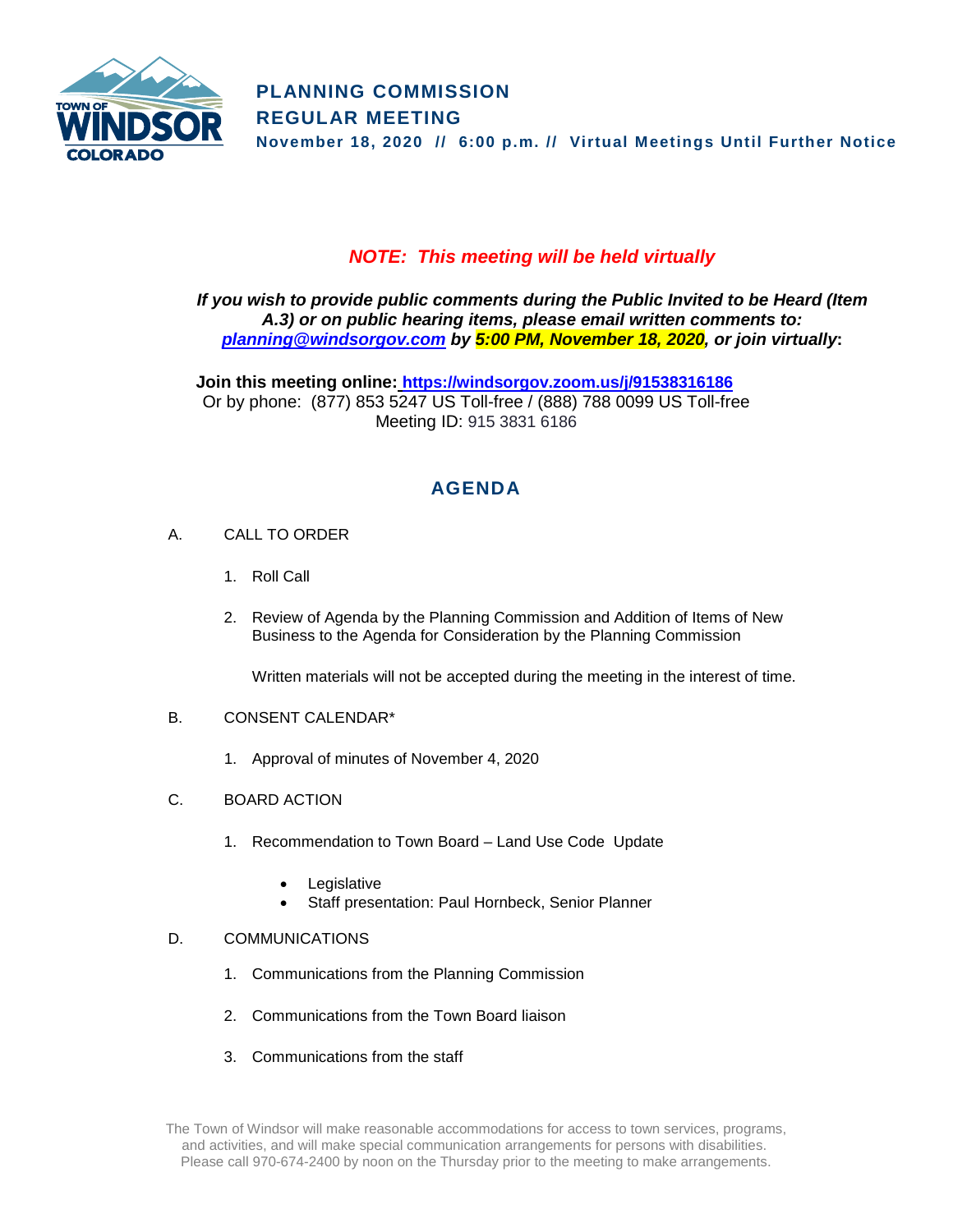TOWN OF WINDSOR COLORADO

# PLANNING COMMISSION REGULAR MEETING

**November 18, 2020 // 6:00 p.m. // Virtual Meetings Until Further Notice**

***NOTE: This meeting will be held virtually***

***If you wish to provide public comments during the Public Invited to be Heard (Item A.3) or on public hearing items, please email written comments to: [planning@windsorgov.com](mailto:planning@windsorgov.com) by 5:00 PM, November 18, 2020, or join virtually*:**

**Join this meeting online: [https://windsorgov.zoom.us/j/91538316186](https://windsorgov.zoom.us/j/91538316186)**
Or by phone: (877) 853 5247 US Toll-free / (888) 788 0099 US Toll-free
Meeting ID: 915 3831 6186

## AGENDA

A. CALL TO ORDER

1. Roll Call
2. Review of Agenda by the Planning Commission and Addition of Items of New Business to the Agenda for Consideration by the Planning Commission

   Written materials will not be accepted during the meeting in the interest of time.

B. CONSENT CALENDAR*

1. Approval of minutes of November 4, 2020

C. BOARD ACTION

1. Recommendation to Town Board – Land Use Code Update
   - Legislative
   - Staff presentation: Paul Hornbeck, Senior Planner

D. COMMUNICATIONS

1. Communications from the Planning Commission
2. Communications from the Town Board liaison
3. Communications from the staff

The Town of Windsor will make reasonable accommodations for access to town services, programs, and activities, and will make special communication arrangements for persons with disabilities. Please call 970-674-2400 by noon on the Thursday prior to the meeting to make arrangements.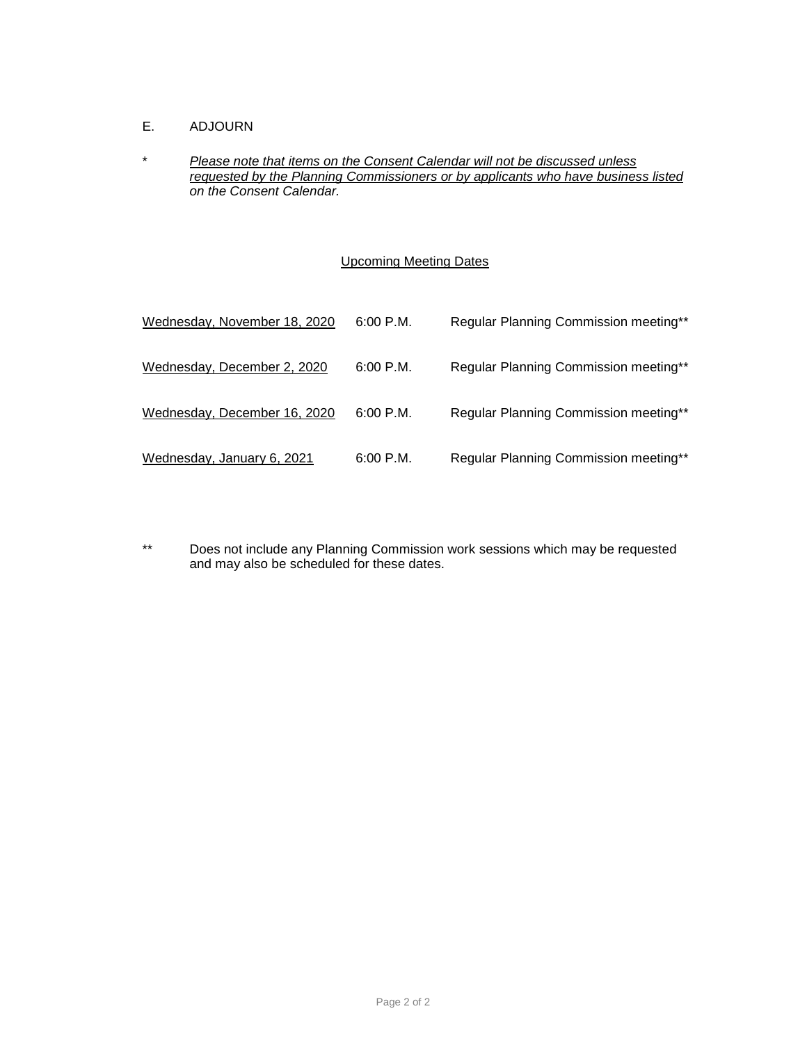E. ADJOURN

\* *Please note that items on the Consent Calendar will not be discussed unless requested by the Planning Commissioners or by applicants who have business listed on the Consent Calendar.*

## Upcoming Meeting Dates

| | | |
|---|---|---|
| Wednesday, November 18, 2020 | 6:00 P.M. | Regular Planning Commission meeting** |
| Wednesday, December 2, 2020 | 6:00 P.M. | Regular Planning Commission meeting** |
| Wednesday, December 16, 2020 | 6:00 P.M. | Regular Planning Commission meeting** |
| Wednesday, January 6, 2021 | 6:00 P.M. | Regular Planning Commission meeting** |

\*\* Does not include any Planning Commission work sessions which may be requested and may also be scheduled for these dates.